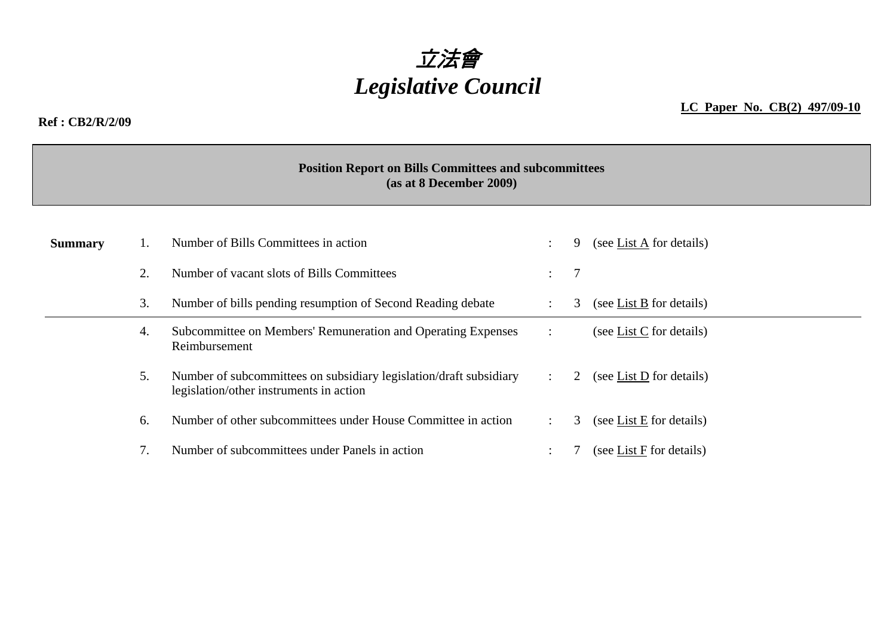# *立法會*
# *Legislative Council*

**LC Paper No. CB(2) 497/09-10**

**Ref : CB2/R/2/09**

**Position Report on Bills Committees and subcommittees**
**(as at 8 December 2009)**

| **Summary** | | | | | |
|---|---|---|---|---|---|
| | 1. | Number of Bills Committees in action | : | 9 | (see List A for details) |
| | 2. | Number of vacant slots of Bills Committees | : | 7 | |
| | 3. | Number of bills pending resumption of Second Reading debate | : | 3 | (see List B for details) |
| | 4. | Subcommittee on Members' Remuneration and Operating Expenses Reimbursement | : | | (see List C for details) |
| | 5. | Number of subcommittees on subsidiary legislation/draft subsidiary legislation/other instruments in action | : | 2 | (see List D for details) |
| | 6. | Number of other subcommittees under House Committee in action | : | 3 | (see List E for details) |
| | 7. | Number of subcommittees under Panels in action | : | 7 | (see List F for details) |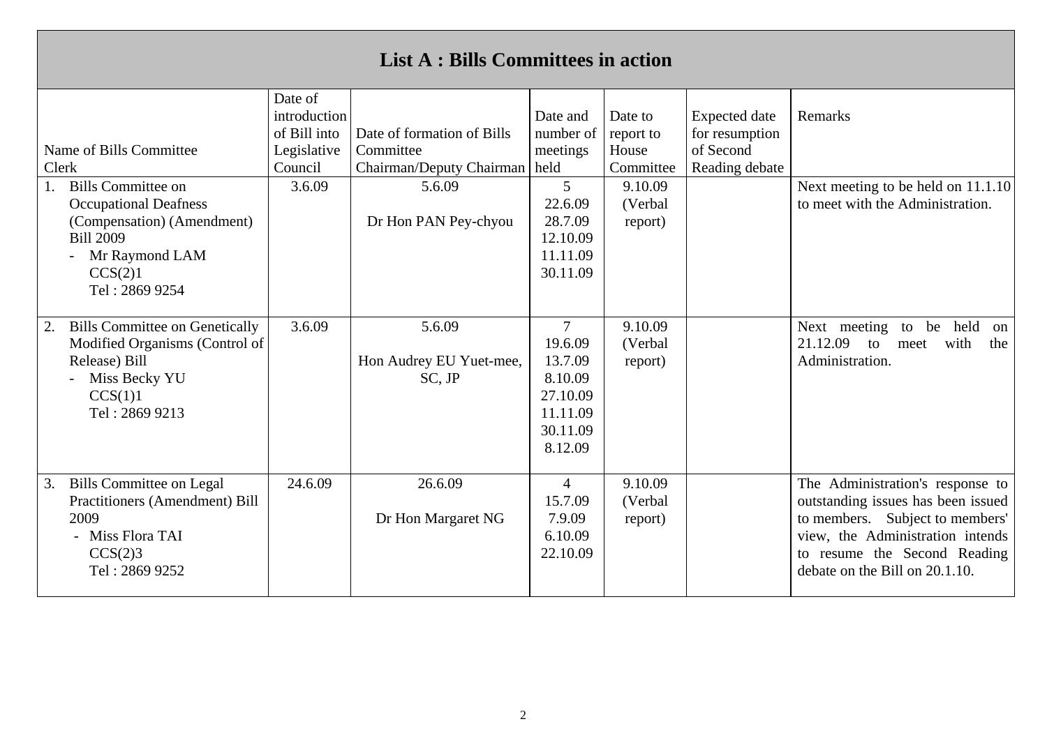## List A : Bills Committees in action

| Name of Bills Committee<br>Clerk | Date of introduction of Bill into Legislative Council | Date of formation of Bills Committee<br>Chairman/Deputy Chairman | Date and number of meetings held | Date to report to House Committee | Expected date for resumption of Second Reading debate | Remarks |
|---|---|---|---|---|---|---|
| 1. Bills Committee on Occupational Deafness (Compensation) (Amendment) Bill 2009<br>- Mr Raymond LAM<br>CCS(2)1<br>Tel : 2869 9254 | 3.6.09 | 5.6.09<br><br>Dr Hon PAN Pey-chyou | 5<br>22.6.09<br>28.7.09<br>12.10.09<br>11.11.09<br>30.11.09 | 9.10.09<br>(Verbal report) | | Next meeting to be held on 11.1.10 to meet with the Administration. |
| 2. Bills Committee on Genetically Modified Organisms (Control of Release) Bill<br>- Miss Becky YU<br>CCS(1)1<br>Tel : 2869 9213 | 3.6.09 | 5.6.09<br><br>Hon Audrey EU Yuet-mee, SC, JP | 7<br>19.6.09<br>13.7.09<br>8.10.09<br>27.10.09<br>11.11.09<br>30.11.09<br>8.12.09 | 9.10.09<br>(Verbal report) | | Next meeting to be held on 21.12.09 to meet with the Administration. |
| 3. Bills Committee on Legal Practitioners (Amendment) Bill 2009<br>- Miss Flora TAI<br>CCS(2)3<br>Tel : 2869 9252 | 24.6.09 | 26.6.09<br><br>Dr Hon Margaret NG | 4<br>15.7.09<br>7.9.09<br>6.10.09<br>22.10.09 | 9.10.09<br>(Verbal report) | | The Administration's response to outstanding issues has been issued to members. Subject to members' view, the Administration intends to resume the Second Reading debate on the Bill on 20.1.10. |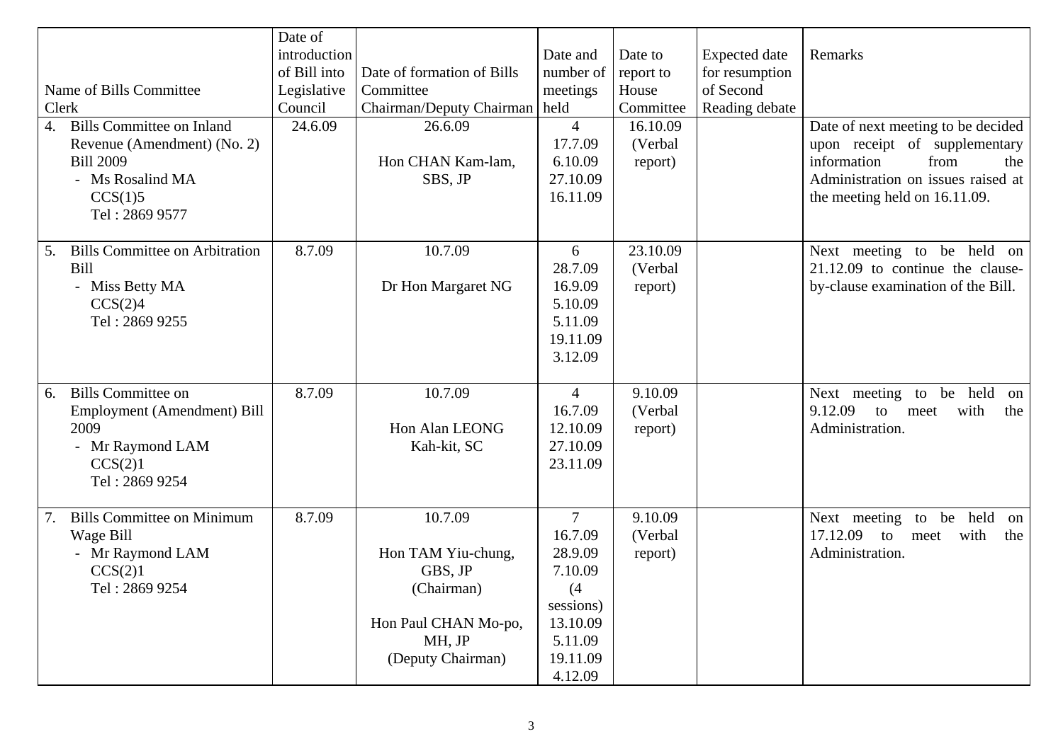| Name of Bills Committee<br>Clerk | Date of introduction of Bill into Legislative Council | Date of formation of Bills Committee<br>Chairman/Deputy Chairman | Date and number of meetings held | Date to report to House Committee | Expected date for resumption of Second Reading debate | Remarks |
|---|---|---|---|---|---|---|
| 4. Bills Committee on Inland Revenue (Amendment) (No. 2) Bill 2009<br>- Ms Rosalind MA<br>CCS(1)5<br>Tel : 2869 9577 | 24.6.09 | 26.6.09<br><br>Hon CHAN Kam-lam, SBS, JP | 4<br>17.7.09<br>6.10.09<br>27.10.09<br>16.11.09 | 16.10.09<br>(Verbal report) | | Date of next meeting to be decided upon receipt of supplementary information from the Administration on issues raised at the meeting held on 16.11.09. |
| 5. Bills Committee on Arbitration Bill<br>- Miss Betty MA<br>CCS(2)4<br>Tel : 2869 9255 | 8.7.09 | 10.7.09<br><br>Dr Hon Margaret NG | 6<br>28.7.09<br>16.9.09<br>5.10.09<br>5.11.09<br>19.11.09<br>3.12.09 | 23.10.09<br>(Verbal report) | | Next meeting to be held on 21.12.09 to continue the clause-by-clause examination of the Bill. |
| 6. Bills Committee on Employment (Amendment) Bill 2009<br>- Mr Raymond LAM<br>CCS(2)1<br>Tel : 2869 9254 | 8.7.09 | 10.7.09<br><br>Hon Alan LEONG Kah-kit, SC | 4<br>16.7.09<br>12.10.09<br>27.10.09<br>23.11.09 | 9.10.09<br>(Verbal report) | | Next meeting to be held on 9.12.09 to meet with the Administration. |
| 7. Bills Committee on Minimum Wage Bill<br>- Mr Raymond LAM<br>CCS(2)1<br>Tel : 2869 9254 | 8.7.09 | 10.7.09<br><br>Hon TAM Yiu-chung, GBS, JP<br>(Chairman)<br><br>Hon Paul CHAN Mo-po, MH, JP<br>(Deputy Chairman) | 7<br>16.7.09<br>28.9.09<br>7.10.09<br>(4 sessions)<br>13.10.09<br>5.11.09<br>19.11.09<br>4.12.09 | 9.10.09<br>(Verbal report) | | Next meeting to be held on 17.12.09 to meet with the Administration. |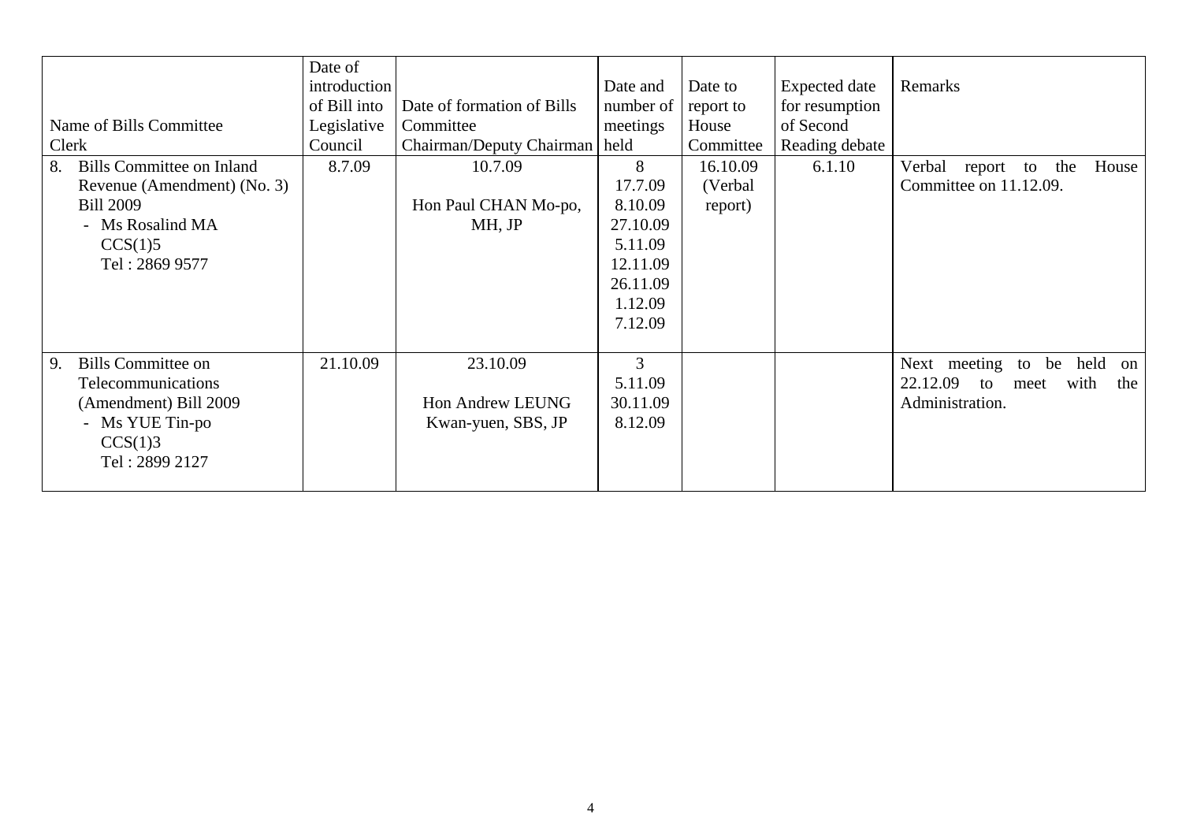| Name of Bills Committee<br>Clerk | Date of introduction of Bill into Legislative Council | Date of formation of Bills Committee<br>Chairman/Deputy Chairman | Date and number of meetings held | Date to report to House Committee | Expected date for resumption of Second Reading debate | Remarks |
|---|---|---|---|---|---|---|
| 8. Bills Committee on Inland Revenue (Amendment) (No. 3) Bill 2009<br>- Ms Rosalind MA<br>CCS(1)5<br>Tel : 2869 9577 | 8.7.09 | 10.7.09<br><br>Hon Paul CHAN Mo-po, MH, JP | 8<br>17.7.09<br>8.10.09<br>27.10.09<br>5.11.09<br>12.11.09<br>26.11.09<br>1.12.09<br>7.12.09 | 16.10.09<br>(Verbal report) | 6.1.10 | Verbal report to the House Committee on 11.12.09. |
| 9. Bills Committee on Telecommunications (Amendment) Bill 2009<br>- Ms YUE Tin-po<br>CCS(1)3<br>Tel : 2899 2127 | 21.10.09 | 23.10.09<br><br>Hon Andrew LEUNG Kwan-yuen, SBS, JP | 3<br>5.11.09<br>30.11.09<br>8.12.09 | | | Next meeting to be held on 22.12.09 to meet with the Administration. |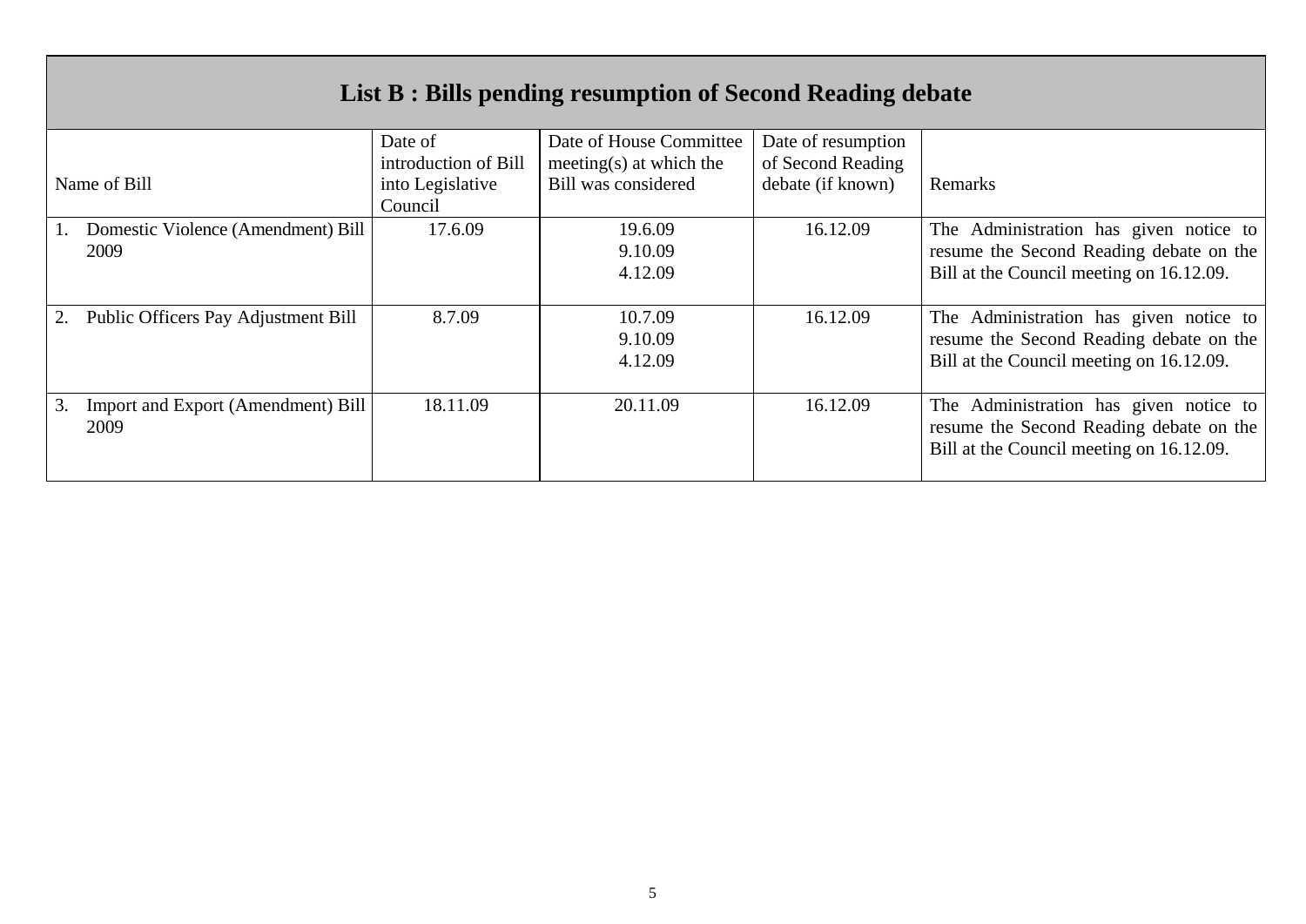## List B : Bills pending resumption of Second Reading debate

| Name of Bill | Date of introduction of Bill into Legislative Council | Date of House Committee meeting(s) at which the Bill was considered | Date of resumption of Second Reading debate (if known) | Remarks |
|---|---|---|---|---|
| 1. Domestic Violence (Amendment) Bill 2009 | 17.6.09 | 19.6.09<br>9.10.09<br>4.12.09 | 16.12.09 | The Administration has given notice to resume the Second Reading debate on the Bill at the Council meeting on 16.12.09. |
| 2. Public Officers Pay Adjustment Bill | 8.7.09 | 10.7.09<br>9.10.09<br>4.12.09 | 16.12.09 | The Administration has given notice to resume the Second Reading debate on the Bill at the Council meeting on 16.12.09. |
| 3. Import and Export (Amendment) Bill 2009 | 18.11.09 | 20.11.09 | 16.12.09 | The Administration has given notice to resume the Second Reading debate on the Bill at the Council meeting on 16.12.09. |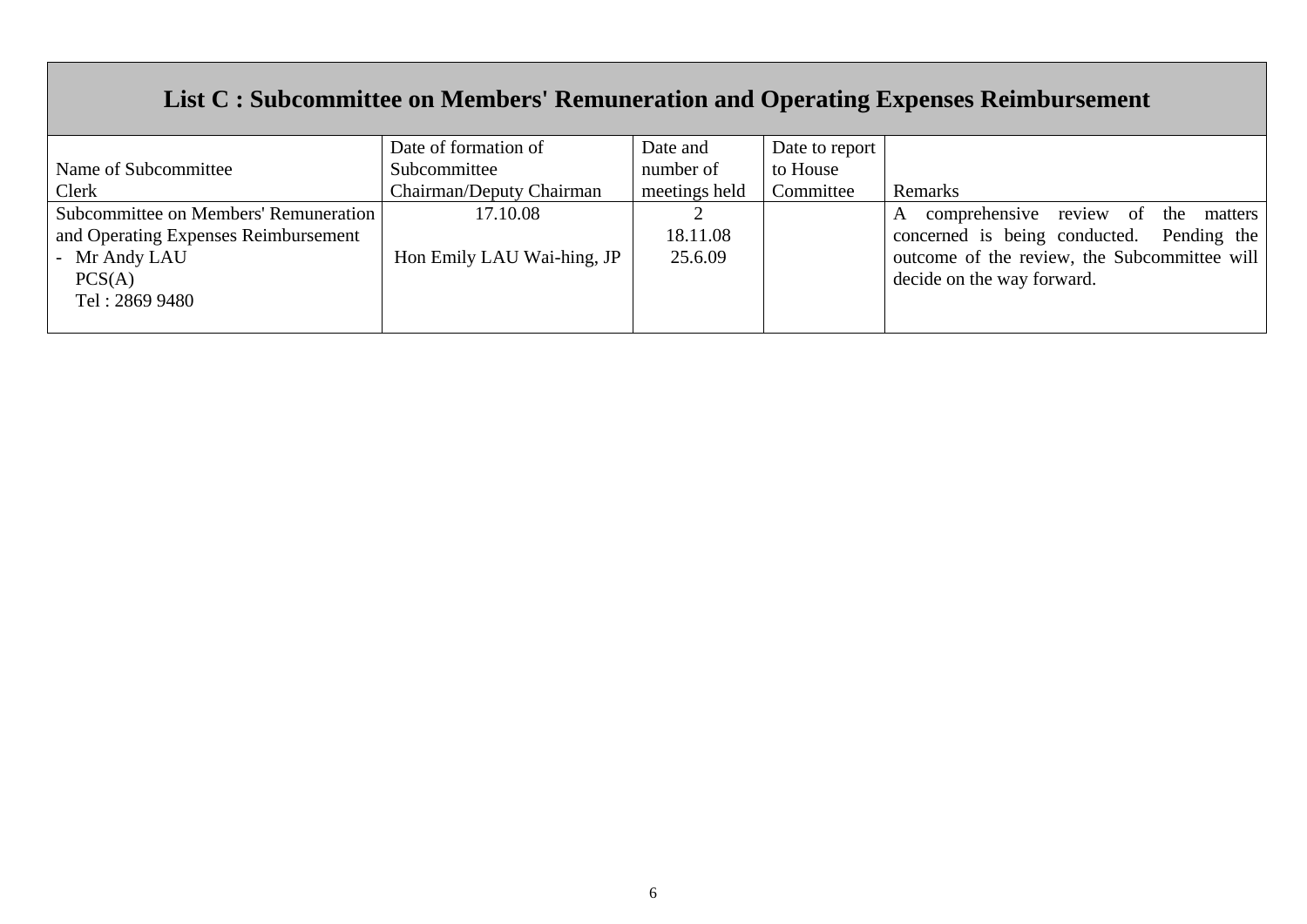## List C : Subcommittee on Members' Remuneration and Operating Expenses Reimbursement

| Name of Subcommittee<br>Clerk | Date of formation of Subcommittee<br>Chairman/Deputy Chairman | Date and number of meetings held | Date to report to House Committee | Remarks |
|---|---|---|---|---|
| Subcommittee on Members' Remuneration and Operating Expenses Reimbursement<br>- Mr Andy LAU<br>PCS(A)<br>Tel : 2869 9480 | 17.10.08<br><br>Hon Emily LAU Wai-hing, JP | 2<br>18.11.08<br>25.6.09 | | A comprehensive review of the matters concerned is being conducted. Pending the outcome of the review, the Subcommittee will decide on the way forward. |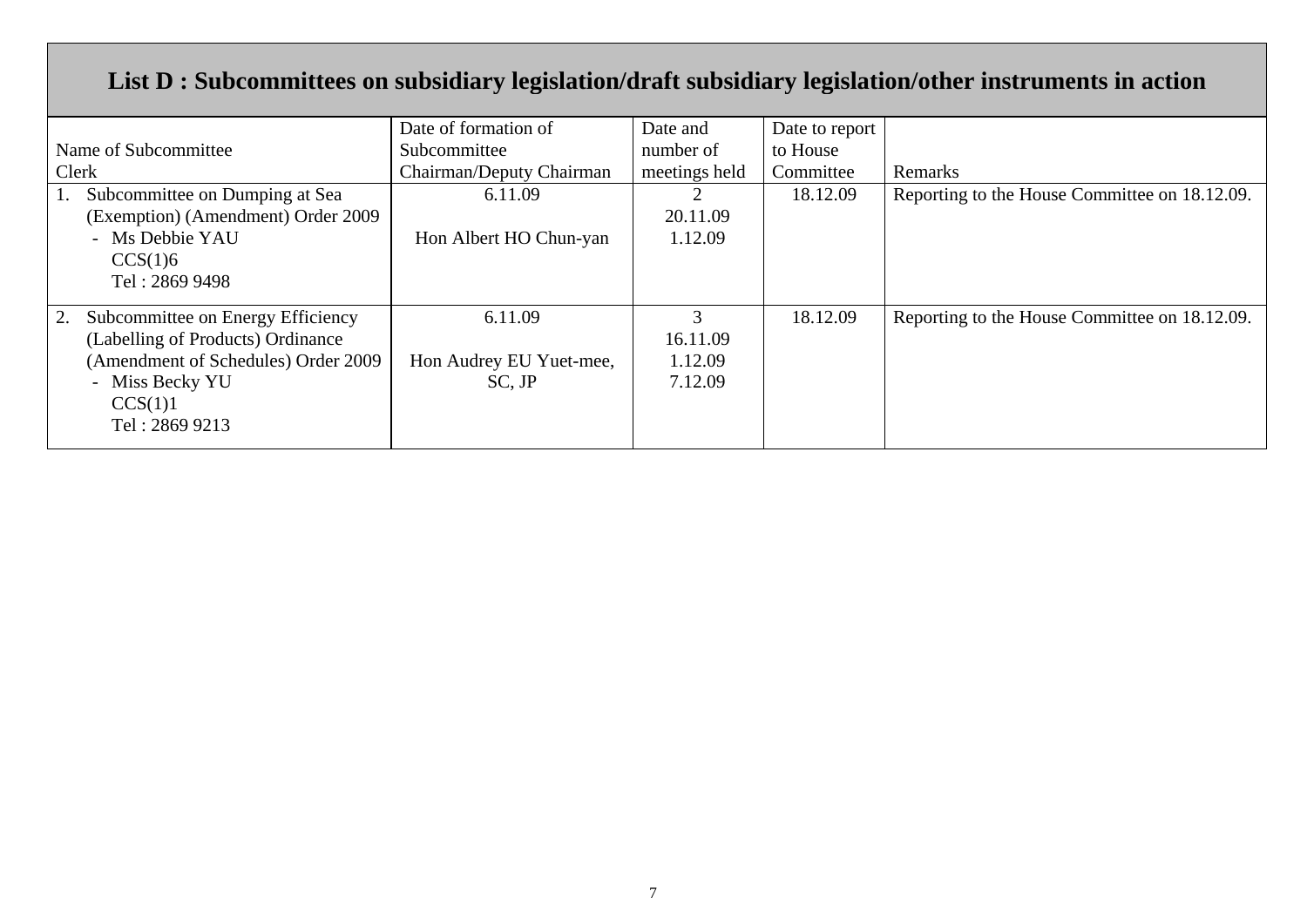## List D : Subcommittees on subsidiary legislation/draft subsidiary legislation/other instruments in action

| Name of Subcommittee<br>Clerk | Date of formation of Subcommittee<br>Chairman/Deputy Chairman | Date and number of meetings held | Date to report to House Committee | Remarks |
|---|---|---|---|---|
| 1. Subcommittee on Dumping at Sea (Exemption) (Amendment) Order 2009<br>- Ms Debbie YAU<br>CCS(1)6<br>Tel : 2869 9498 | 6.11.09<br><br>Hon Albert HO Chun-yan | 2<br>20.11.09<br>1.12.09 | 18.12.09 | Reporting to the House Committee on 18.12.09. |
| 2. Subcommittee on Energy Efficiency (Labelling of Products) Ordinance (Amendment of Schedules) Order 2009<br>- Miss Becky YU<br>CCS(1)1<br>Tel : 2869 9213 | 6.11.09<br><br>Hon Audrey EU Yuet-mee, SC, JP | 3<br>16.11.09<br>1.12.09<br>7.12.09 | 18.12.09 | Reporting to the House Committee on 18.12.09. |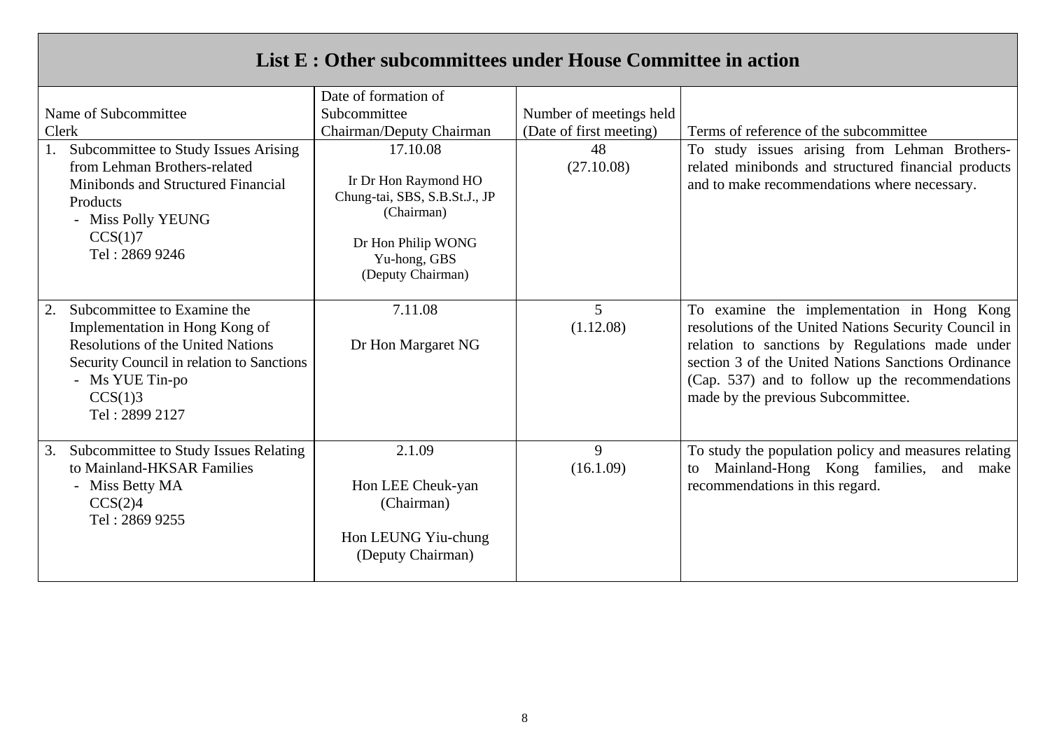## List E : Other subcommittees under House Committee in action

| Name of Subcommittee<br>Clerk | Date of formation of Subcommittee<br>Chairman/Deputy Chairman | Number of meetings held<br>(Date of first meeting) | Terms of reference of the subcommittee |
|---|---|---|---|
| 1. Subcommittee to Study Issues Arising from Lehman Brothers-related Minibonds and Structured Financial Products<br>- Miss Polly YEUNG<br>CCS(1)7<br>Tel : 2869 9246 | 17.10.08<br><br>Ir Dr Hon Raymond HO Chung-tai, SBS, S.B.St.J., JP<br>(Chairman)<br><br>Dr Hon Philip WONG Yu-hong, GBS<br>(Deputy Chairman) | 48<br>(27.10.08) | To study issues arising from Lehman Brothers-related minibonds and structured financial products and to make recommendations where necessary. |
| 2. Subcommittee to Examine the Implementation in Hong Kong of Resolutions of the United Nations Security Council in relation to Sanctions<br>- Ms YUE Tin-po<br>CCS(1)3<br>Tel : 2899 2127 | 7.11.08<br><br>Dr Hon Margaret NG | 5<br>(1.12.08) | To examine the implementation in Hong Kong resolutions of the United Nations Security Council in relation to sanctions by Regulations made under section 3 of the United Nations Sanctions Ordinance (Cap. 537) and to follow up the recommendations made by the previous Subcommittee. |
| 3. Subcommittee to Study Issues Relating to Mainland-HKSAR Families<br>- Miss Betty MA<br>CCS(2)4<br>Tel : 2869 9255 | 2.1.09<br><br>Hon LEE Cheuk-yan<br>(Chairman)<br><br>Hon LEUNG Yiu-chung<br>(Deputy Chairman) | 9<br>(16.1.09) | To study the population policy and measures relating to Mainland-Hong Kong families, and make recommendations in this regard. |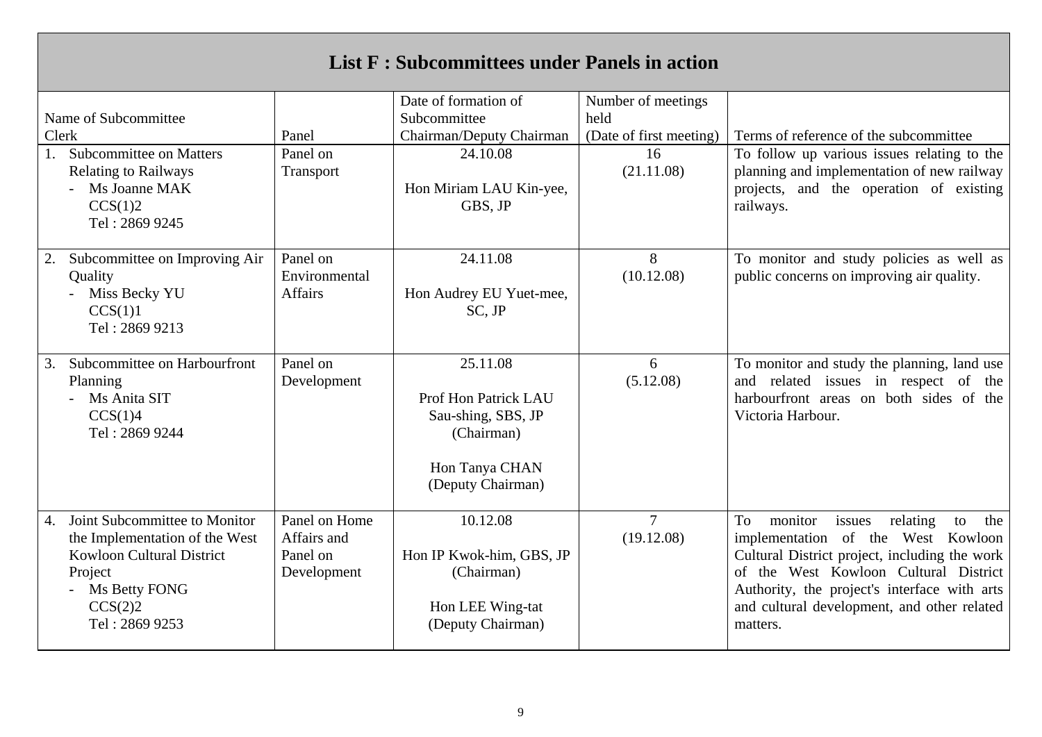## List F : Subcommittees under Panels in action

| Name of Subcommittee<br>Clerk | Panel | Date of formation of Subcommittee<br>Chairman/Deputy Chairman | Number of meetings held<br>(Date of first meeting) | Terms of reference of the subcommittee |
|---|---|---|---|---|
| 1. Subcommittee on Matters Relating to Railways<br>- Ms Joanne MAK<br>CCS(1)2<br>Tel : 2869 9245 | Panel on Transport | 24.10.08<br><br>Hon Miriam LAU Kin-yee, GBS, JP | 16<br>(21.11.08) | To follow up various issues relating to the planning and implementation of new railway projects, and the operation of existing railways. |
| 2. Subcommittee on Improving Air Quality<br>- Miss Becky YU<br>CCS(1)1<br>Tel : 2869 9213 | Panel on Environmental Affairs | 24.11.08<br><br>Hon Audrey EU Yuet-mee, SC, JP | 8<br>(10.12.08) | To monitor and study policies as well as public concerns on improving air quality. |
| 3. Subcommittee on Harbourfront Planning<br>- Ms Anita SIT<br>CCS(1)4<br>Tel : 2869 9244 | Panel on Development | 25.11.08<br><br>Prof Hon Patrick LAU Sau-shing, SBS, JP (Chairman)<br><br>Hon Tanya CHAN (Deputy Chairman) | 6<br>(5.12.08) | To monitor and study the planning, land use and related issues in respect of the harbourfront areas on both sides of the Victoria Harbour. |
| 4. Joint Subcommittee to Monitor the Implementation of the West Kowloon Cultural District Project<br>- Ms Betty FONG<br>CCS(2)2<br>Tel : 2869 9253 | Panel on Home Affairs and Panel on Development | 10.12.08<br><br>Hon IP Kwok-him, GBS, JP (Chairman)<br><br>Hon LEE Wing-tat (Deputy Chairman) | 7<br>(19.12.08) | To monitor issues relating to the implementation of the West Kowloon Cultural District project, including the work of the West Kowloon Cultural District Authority, the project's interface with arts and cultural development, and other related matters. |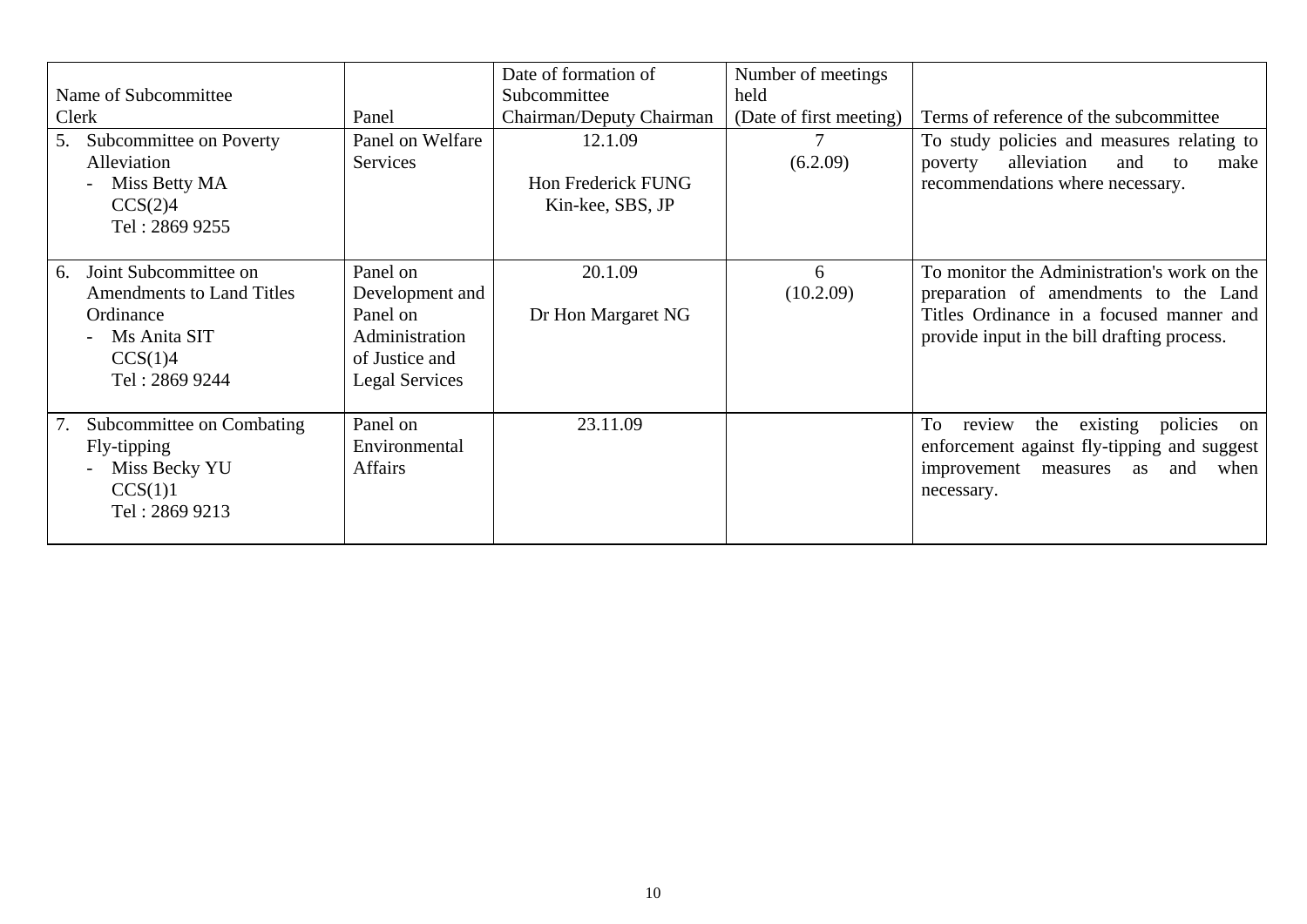| Name of Subcommittee<br>Clerk | Panel | Date of formation of Subcommittee<br>Chairman/Deputy Chairman | Number of meetings held<br>(Date of first meeting) | Terms of reference of the subcommittee |
|---|---|---|---|---|
| 5. Subcommittee on Poverty Alleviation<br>- Miss Betty MA<br>CCS(2)4<br>Tel : 2869 9255 | Panel on Welfare Services | 12.1.09<br><br>Hon Frederick FUNG Kin-kee, SBS, JP | 7<br>(6.2.09) | To study policies and measures relating to poverty alleviation and to make recommendations where necessary. |
| 6. Joint Subcommittee on Amendments to Land Titles Ordinance<br>- Ms Anita SIT<br>CCS(1)4<br>Tel : 2869 9244 | Panel on Development and Panel on Administration of Justice and Legal Services | 20.1.09<br><br>Dr Hon Margaret NG | 6<br>(10.2.09) | To monitor the Administration's work on the preparation of amendments to the Land Titles Ordinance in a focused manner and provide input in the bill drafting process. |
| 7. Subcommittee on Combating Fly-tipping<br>- Miss Becky YU<br>CCS(1)1<br>Tel : 2869 9213 | Panel on Environmental Affairs | 23.11.09 | | To review the existing policies on enforcement against fly-tipping and suggest improvement measures as and when necessary. |